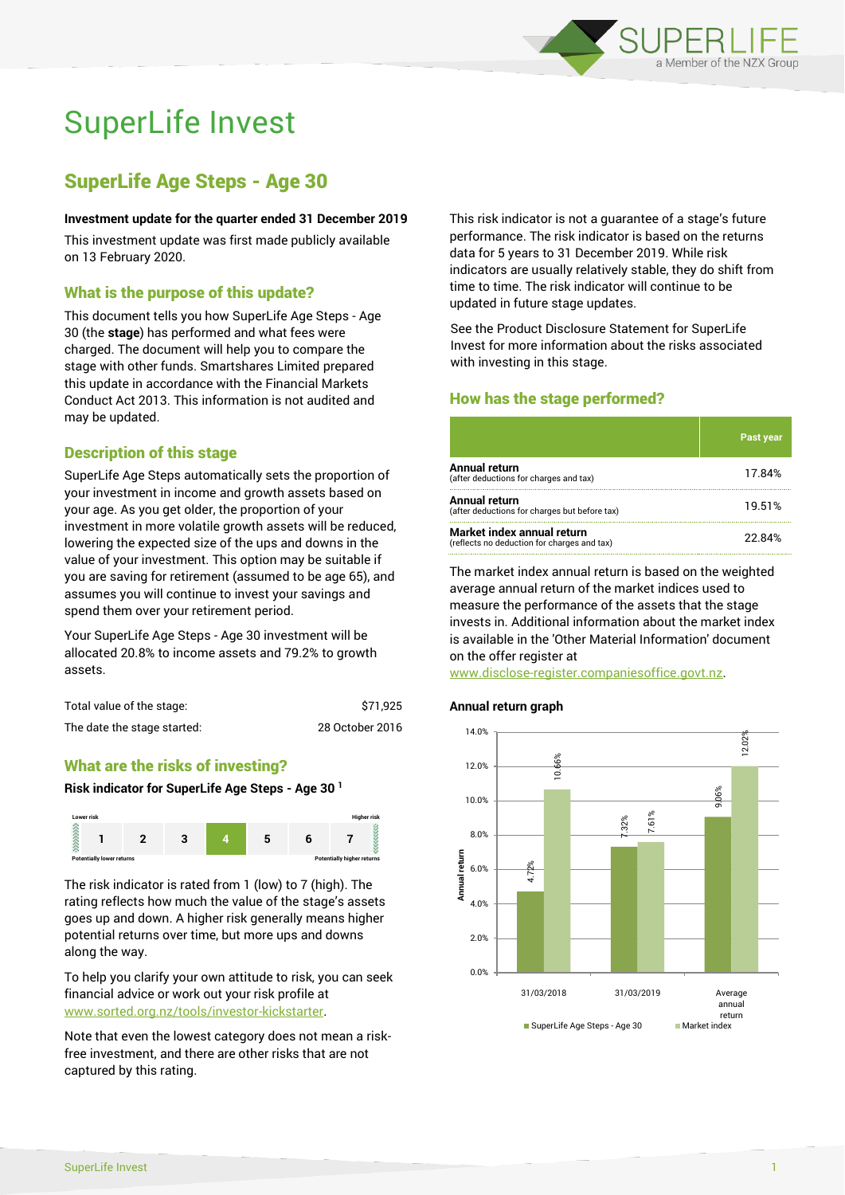# SuperLife Invest

## SuperLife Age Steps - Age 30

**Investment update for the quarter ended 31 December 2019**

This investment update was first made publicly available on 13 February 2020.

### What is the purpose of this update?

This document tells you how SuperLife Age Steps - Age 30 (the **stage**) has performed and what fees were charged. The document will help you to compare the stage with other funds. Smartshares Limited prepared this update in accordance with the Financial Markets Conduct Act 2013. This information is not audited and may be updated.

### Description of this stage

SuperLife Age Steps automatically sets the proportion of your investment in income and growth assets based on your age. As you get older, the proportion of your investment in more volatile growth assets will be reduced, lowering the expected size of the ups and downs in the value of your investment. This option may be suitable if you are saving for retirement (assumed to be age 65), and assumes you will continue to invest your savings and spend them over your retirement period.

Your SuperLife Age Steps - Age 30 investment will be allocated 20.8% to income assets and 79.2% to growth assets.

| | |
|---|---|
| Total value of the stage: | $71,925 |
| The date the stage started: | 28 October 2016 |

### What are the risks of investing?

**Risk indicator for SuperLife Age Steps - Age 30 [1]**

| Lower risk | | | | | | Higher risk |
|---|---|---|---|---|---|---|
| 1 | 2 | 3 | **4** | 5 | 6 | 7 |
| Potentially lower returns | | | | | | Potentially higher returns |

The risk indicator is rated from 1 (low) to 7 (high). The rating reflects how much the value of the stage's assets goes up and down. A higher risk generally means higher potential returns over time, but more ups and downs along the way.

To help you clarify your own attitude to risk, you can seek financial advice or work out your risk profile at www.sorted.org.nz/tools/investor-kickstarter.

Note that even the lowest category does not mean a risk-free investment, and there are other risks that are not captured by this rating.

This risk indicator is not a guarantee of a stage's future performance. The risk indicator is based on the returns data for 5 years to 31 December 2019. While risk indicators are usually relatively stable, they do shift from time to time. The risk indicator will continue to be updated in future stage updates.

See the Product Disclosure Statement for SuperLife Invest for more information about the risks associated with investing in this stage.

### How has the stage performed?

| | Past year |
|---|---|
| **Annual return** (after deductions for charges and tax) | 17.84% |
| **Annual return** (after deductions for charges but before tax) | 19.51% |
| **Market index annual return** (reflects no deduction for charges and tax) | 22.84% |

The market index annual return is based on the weighted average annual return of the market indices used to measure the performance of the assets that the stage invests in. Additional information about the market index is available in the 'Other Material Information' document on the offer register at www.disclose-register.companiesoffice.govt.nz.

**Annual return graph**

| | SuperLife Age Steps - Age 30 | Market index |
|---|---|---|
| 31/03/2018 | 4.72% | 10.66% |
| 31/03/2019 | 7.32% | 7.61% |
| Average annual return | 9.06% | 12.02% |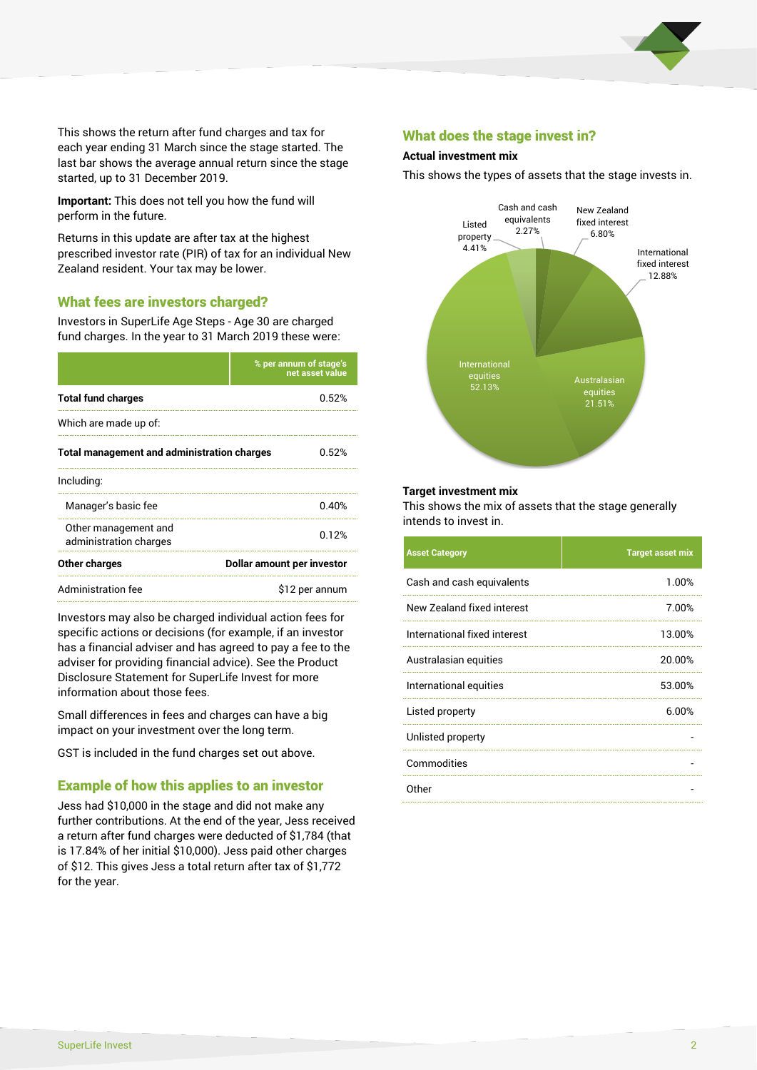This shows the return after fund charges and tax for each year ending 31 March since the stage started. The last bar shows the average annual return since the stage started, up to 31 December 2019.

**Important:** This does not tell you how the fund will perform in the future.

Returns in this update are after tax at the highest prescribed investor rate (PIR) of tax for an individual New Zealand resident. Your tax may be lower.

## What fees are investors charged?

Investors in SuperLife Age Steps - Age 30 are charged fund charges. In the year to 31 March 2019 these were:

| | % per annum of stage's net asset value |
|---|---|
| **Total fund charges** | 0.52% |
| Which are made up of: | |
| **Total management and administration charges** | 0.52% |
| Including: | |
| Manager's basic fee | 0.40% |
| Other management and administration charges | 0.12% |
| **Other charges** | **Dollar amount per investor** |
| Administration fee | $12 per annum |

Investors may also be charged individual action fees for specific actions or decisions (for example, if an investor has a financial adviser and has agreed to pay a fee to the adviser for providing financial advice). See the Product Disclosure Statement for SuperLife Invest for more information about those fees.

Small differences in fees and charges can have a big impact on your investment over the long term.

GST is included in the fund charges set out above.

## Example of how this applies to an investor

Jess had $10,000 in the stage and did not make any further contributions. At the end of the year, Jess received a return after fund charges were deducted of $1,784 (that is 17.84% of her initial $10,000). Jess paid other charges of $12. This gives Jess a total return after tax of $1,772 for the year.

## What does the stage invest in?

### Actual investment mix

This shows the types of assets that the stage invests in.

- Cash and cash equivalents 2.27%
- New Zealand fixed interest 6.80%
- International fixed interest 12.88%
- Australasian equities 21.51%
- International equities 52.13%
- Listed property 4.41%

### Target investment mix

This shows the mix of assets that the stage generally intends to invest in.

| Asset Category | Target asset mix |
|---|---|
| Cash and cash equivalents | 1.00% |
| New Zealand fixed interest | 7.00% |
| International fixed interest | 13.00% |
| Australasian equities | 20.00% |
| International equities | 53.00% |
| Listed property | 6.00% |
| Unlisted property | - |
| Commodities | - |
| Other | - |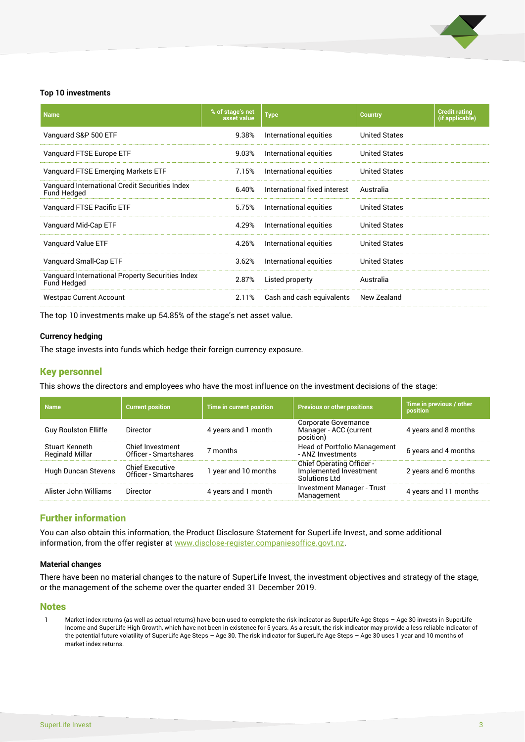### Top 10 investments

| Name | % of stage's net asset value | Type | Country | Credit rating (if applicable) |
|---|---|---|---|---|
| Vanguard S&P 500 ETF | 9.38% | International equities | United States | |
| Vanguard FTSE Europe ETF | 9.03% | International equities | United States | |
| Vanguard FTSE Emerging Markets ETF | 7.15% | International equities | United States | |
| Vanguard International Credit Securities Index Fund Hedged | 6.40% | International fixed interest | Australia | |
| Vanguard FTSE Pacific ETF | 5.75% | International equities | United States | |
| Vanguard Mid-Cap ETF | 4.29% | International equities | United States | |
| Vanguard Value ETF | 4.26% | International equities | United States | |
| Vanguard Small-Cap ETF | 3.62% | International equities | United States | |
| Vanguard International Property Securities Index Fund Hedged | 2.87% | Listed property | Australia | |
| Westpac Current Account | 2.11% | Cash and cash equivalents | New Zealand | |

The top 10 investments make up 54.85% of the stage's net asset value.

### Currency hedging

The stage invests into funds which hedge their foreign currency exposure.

## Key personnel

This shows the directors and employees who have the most influence on the investment decisions of the stage:

| Name | Current position | Time in current position | Previous or other positions | Time in previous / other position |
|---|---|---|---|---|
| Guy Roulston Elliffe | Director | 4 years and 1 month | Corporate Governance Manager - ACC (current position) | 4 years and 8 months |
| Stuart Kenneth Reginald Millar | Chief Investment Officer - Smartshares | 7 months | Head of Portfolio Management - ANZ Investments | 6 years and 4 months |
| Hugh Duncan Stevens | Chief Executive Officer - Smartshares | 1 year and 10 months | Chief Operating Officer - Implemented Investment Solutions Ltd | 2 years and 6 months |
| Alister John Williams | Director | 4 years and 1 month | Investment Manager - Trust Management | 4 years and 11 months |

## Further information

You can also obtain this information, the Product Disclosure Statement for SuperLife Invest, and some additional information, from the offer register at www.disclose-register.companiesoffice.govt.nz.

### Material changes

There have been no material changes to the nature of SuperLife Invest, the investment objectives and strategy of the stage, or the management of the scheme over the quarter ended 31 December 2019.

## Notes

1 Market index returns (as well as actual returns) have been used to complete the risk indicator as SuperLife Age Steps – Age 30 invests in SuperLife Income and SuperLife High Growth, which have not been in existence for 5 years. As a result, the risk indicator may provide a less reliable indicator of the potential future volatility of SuperLife Age Steps – Age 30. The risk indicator for SuperLife Age Steps – Age 30 uses 1 year and 10 months of market index returns.